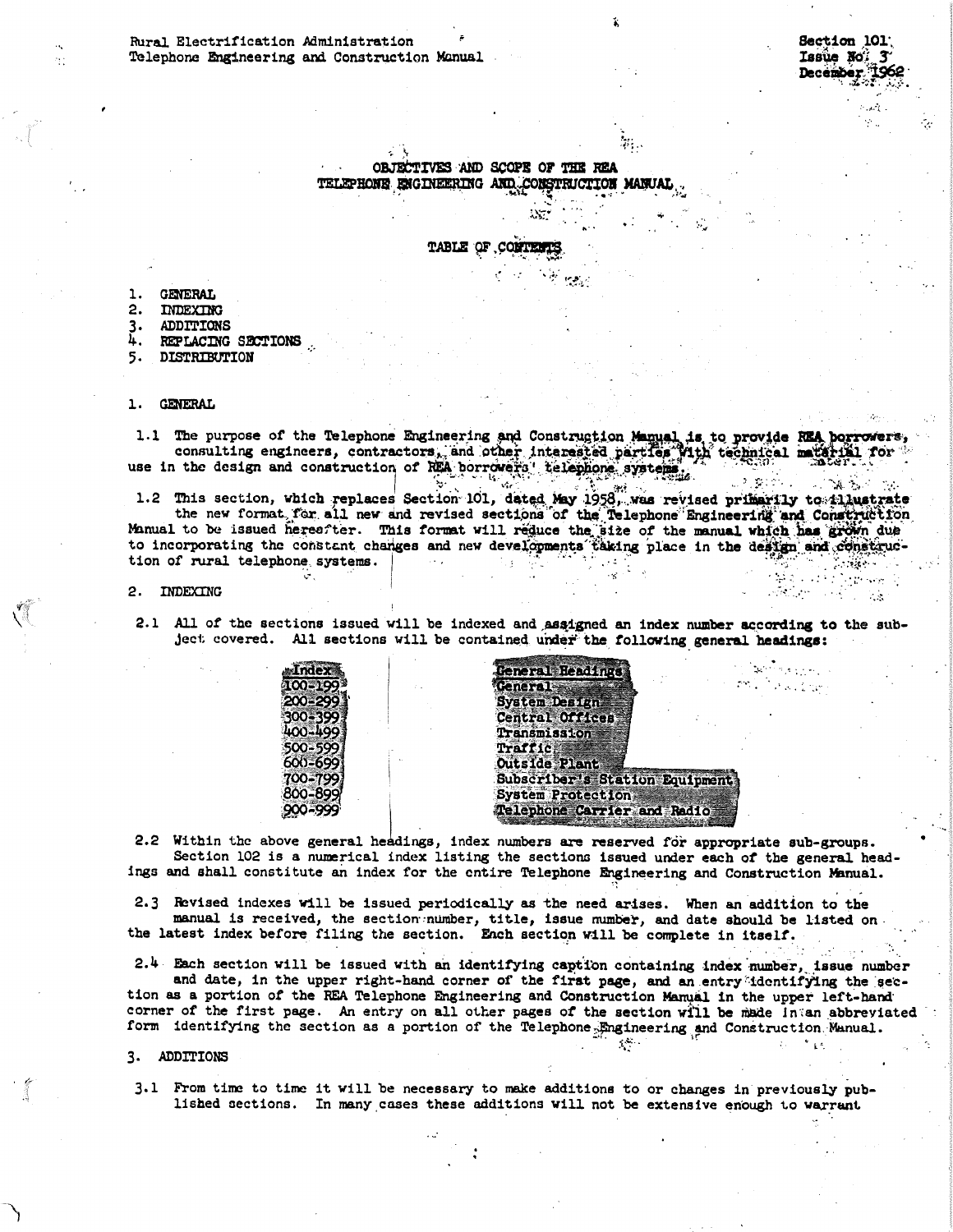Rural Electrification Administration
Telephone Engineering and Construction Manual

Section 101
Issue No. 3
December 1962

# OBJECTIVES AND SCOPE OF THE REA TELEPHONE ENGINEERING AND CONSTRUCTION MANUAL

## TABLE OF CONTENTS

1. GENERAL
2. INDEXING
3. ADDITIONS
4. REPLACING SECTIONS
5. DISTRIBUTION

## 1. GENERAL

1.1 The purpose of the Telephone Engineering and Construction Manual is to provide REA borrowers, consulting engineers, contractors, and other interested parties with technical material for use in the design and construction of REA borrowers' telephone systems.

1.2 This section, which replaces Section 101, dated May 1958, was revised primarily to illustrate the new format for all new and revised sections of the Telephone Engineering and Construction Manual to be issued hereafter. This format will reduce the size of the manual which has grown due to incorporating the constant changes and new developments taking place in the design and construction of rural telephone systems.

## 2. INDEXING

2.1 All of the sections issued will be indexed and assigned an index number according to the subject covered. All sections will be contained under the following general headings:

| Index | General Headings |
|---|---|
| 100-199 | General |
| 200-299 | System Design |
| 300-399 | Central Offices |
| 400-499 | Transmission |
| 500-599 | Traffic |
| 600-699 | Outside Plant |
| 700-799 | Subscriber's Station Equipment |
| 800-899 | System Protection |
| 900-999 | Telephone Carrier and Radio |

2.2 Within the above general headings, index numbers are reserved for appropriate sub-groups. Section 102 is a numerical index listing the sections issued under each of the general headings and shall constitute an index for the entire Telephone Engineering and Construction Manual.

2.3 Revised indexes will be issued periodically as the need arises. When an addition to the manual is received, the section number, title, issue number, and date should be listed on the latest index before filing the section. Each section will be complete in itself.

2.4 Each section will be issued with an identifying caption containing index number, issue number and date, in the upper right-hand corner of the first page, and an entry identifying the section as a portion of the REA Telephone Engineering and Construction Manual in the upper left-hand corner of the first page. An entry on all other pages of the section will be made in an abbreviated form identifying the section as a portion of the Telephone Engineering and Construction Manual.

## 3. ADDITIONS

3.1 From time to time it will be necessary to make additions to or changes in previously published sections. In many cases these additions will not be extensive enough to warrant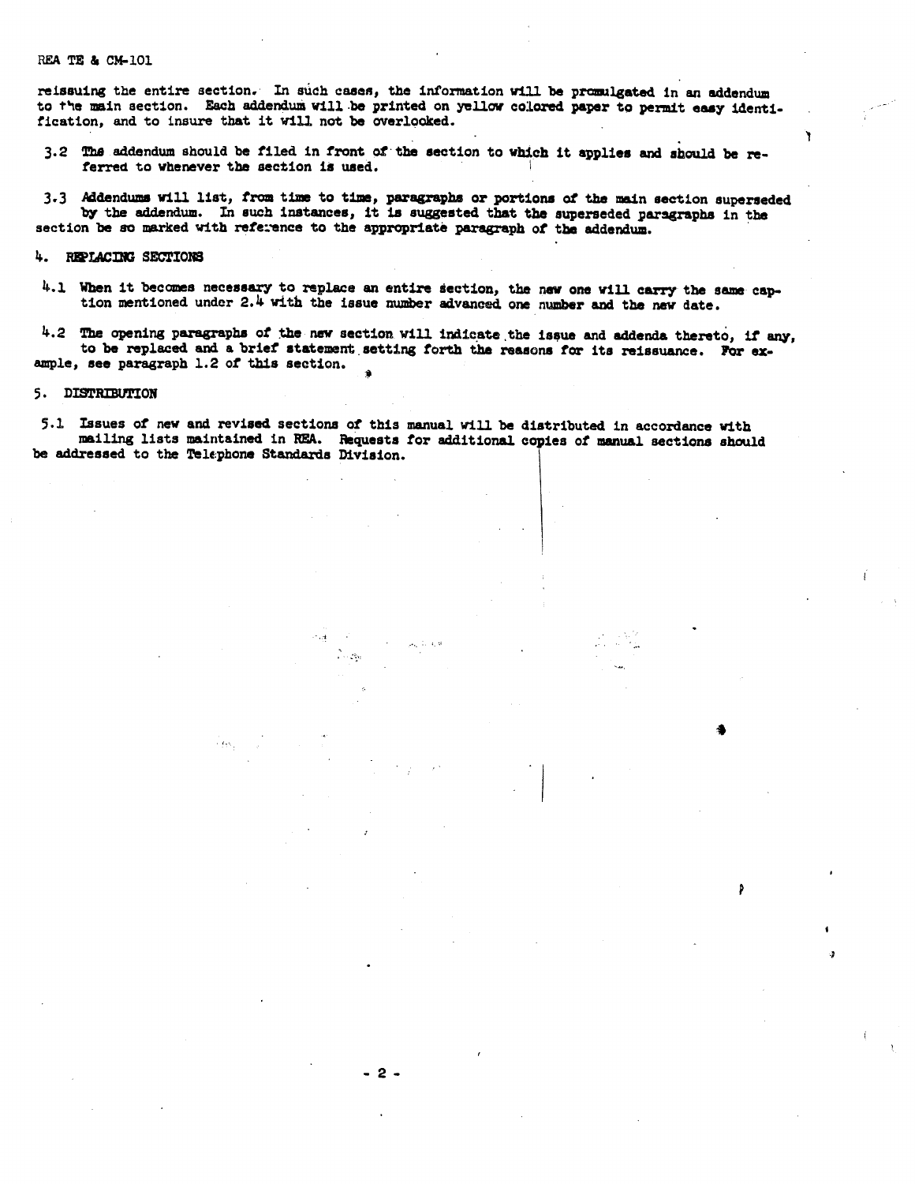reissuing the entire section. In such cases, the information will be promulgated in an addendum to the main section. Each addendum will be printed on yellow colored paper to permit easy identification, and to insure that it will not be overlooked.

3.2 The addendum should be filed in front of the section to which it applies and should be referred to whenever the section is used.

3.3 Addendums will list, from time to time, paragraphs or portions of the main section superseded by the addendum. In such instances, it is suggested that the superseded paragraphs in the section be so marked with reference to the appropriate paragraph of the addendum.

## 4. REPLACING SECTIONS

4.1 When it becomes necessary to replace an entire section, the new one will carry the same caption mentioned under 2.4 with the issue number advanced one number and the new date.

4.2 The opening paragraphs of the new section will indicate the issue and addenda thereto, if any, to be replaced and a brief statement setting forth the reasons for its reissuance. For example, see paragraph 1.2 of this section.

## 5. DISTRIBUTION

5.1 Issues of new and revised sections of this manual will be distributed in accordance with mailing lists maintained in REA. Requests for additional copies of manual sections should be addressed to the Telephone Standards Division.